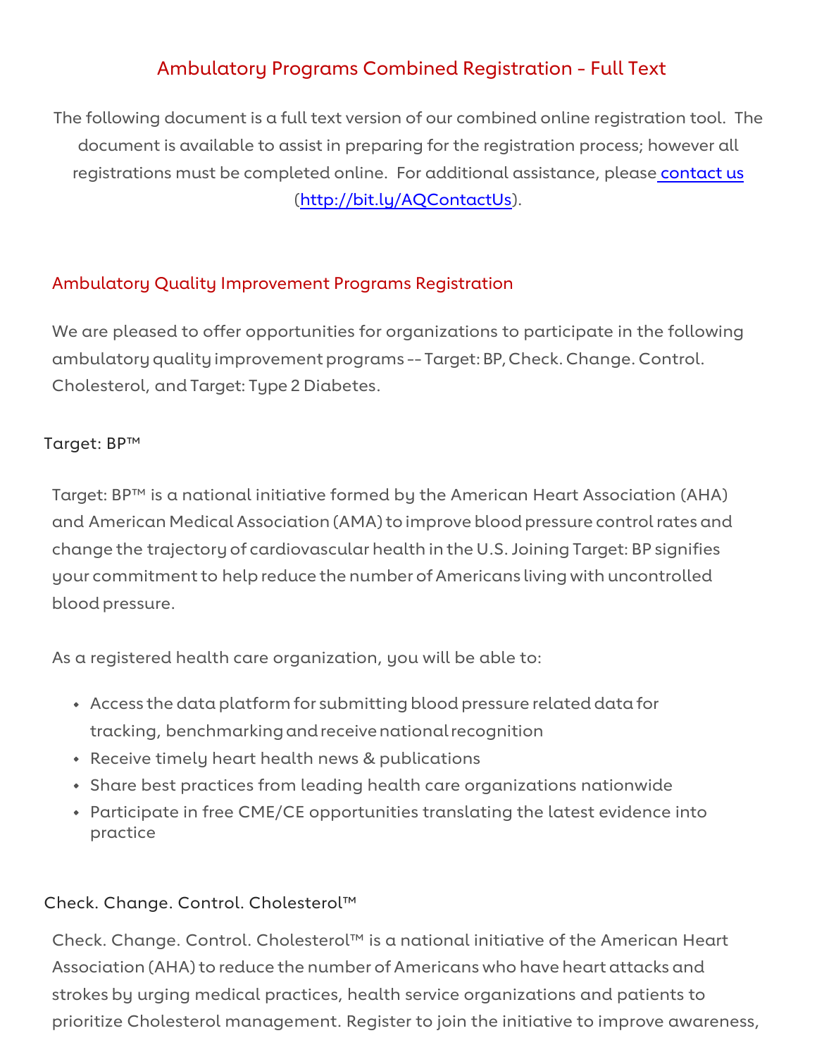# Ambulatory Programs Combined Registration - Full Text

The following document is a full text version of our combined online registration tool. The document is available to assist in preparing for the registration process; however all registrations must be completed online. For additional assistance, please [contact us](http://bit.ly/AQContactUs) (http://bit.ly/AQContactUs).

## Ambulatory Quality Improvement Programs Registration

We are pleased to offer opportunities for organizations to participate in the following ambulatory quality improvement programs -- Target: BP, Check. Change. Control. Cholesterol, and Target: Type 2 Diabetes.

### Target: BP™

Target: BP™ is a national initiative formed by the American Heart Association (AHA) and American Medical Association (AMA) to improve blood pressure control rates and change the trajectory of cardiovascular health in the U.S. Joining Target: BP signifies your commitment to help reduce the number of Americans living with uncontrolled blood pressure.

As a registered health care organization, you will be able to:

- Access the data platform for submitting blood pressure related data for tracking, benchmarking and receive national recognition
- Receive timely heart health news & publications
- Share best practices from leading health care organizations nationwide
- Participate in free CME/CE opportunities translating the latest evidence into practice

### Check. Change. Control. Cholesterol™

Check. Change. Control. Cholesterol™ is a national initiative of the American Heart Association (AHA) to reduce the number of Americans who have heart attacks and strokes by urging medical practices, health service organizations and patients to prioritize Cholesterol management. Register to join the initiative to improve awareness,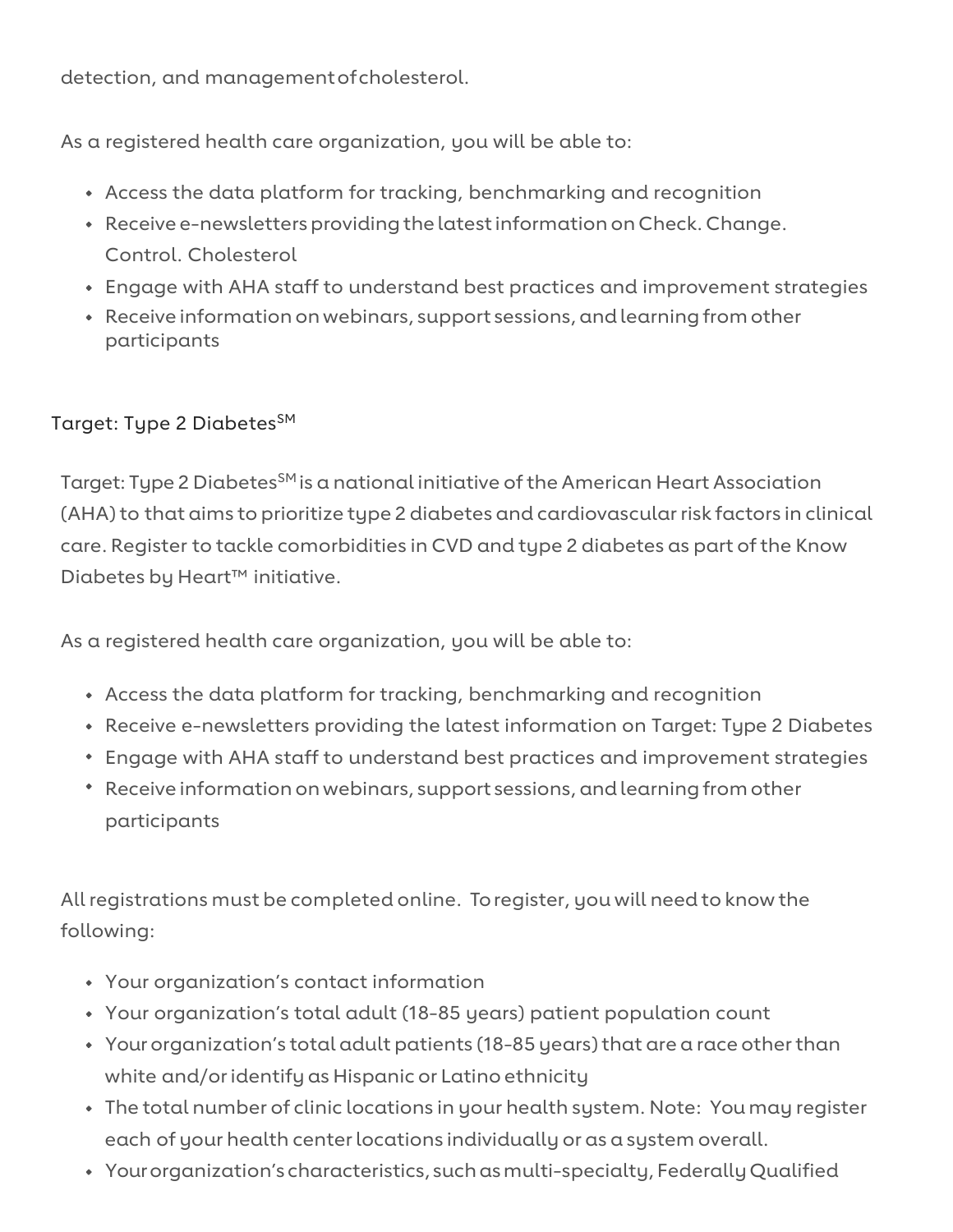detection, and management of cholesterol.

As a registered health care organization, you will be able to:

- Access the data platform for tracking, benchmarking and recognition
- Receive e-newsletters providing the latest information on Check. Change. Control. Cholesterol
- Engage with AHA staff to understand best practices and improvement strategies
- Receive information on webinars, support sessions, and learning from other participants

## Target: Type 2 Diabetes℠

Target: Type 2 Diabetes℠ is a national initiative of the American Heart Association (AHA) to that aims to prioritize type 2 diabetes and cardiovascular risk factors in clinical care. Register to tackle comorbidities in CVD and type 2 diabetes as part of the Know Diabetes by Heart™ initiative.

As a registered health care organization, you will be able to:

- Access the data platform for tracking, benchmarking and recognition
- Receive e-newsletters providing the latest information on Target: Type 2 Diabetes
- Engage with AHA staff to understand best practices and improvement strategies
- Receive information on webinars, support sessions, and learning from other participants

All registrations must be completed online. To register, you will need to know the following:

- Your organization's contact information
- Your organization's total adult (18-85 years) patient population count
- Your organization's total adult patients (18-85 years) that are a race other than white and/or identify as Hispanic or Latino ethnicity
- The total number of clinic locations in your health system. Note: You may register each of your health center locations individually or as a system overall.
- Your organization's characteristics, such as multi-specialty, Federally Qualified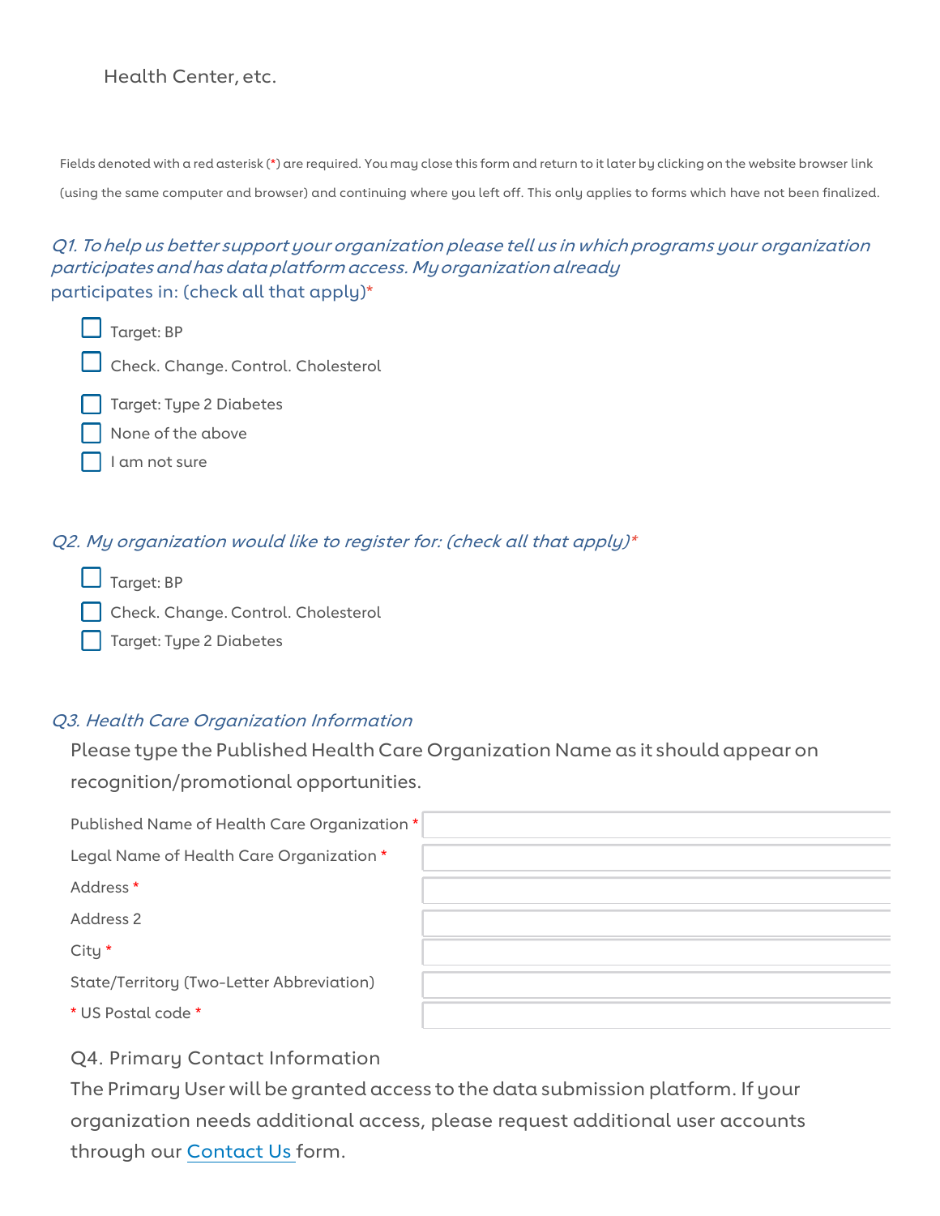Health Center, etc.

Fields denoted with a red asterisk (*) are required. You may close this form and return to it later by clicking on the website browser link (using the same computer and browser) and continuing where you left off. This only applies to forms which have not been finalized.

*Q1. To help us better support your organization please tell us in which programs your organization participates and has data platform access. My organization already participates in: (check all that apply)**

- [ ] Target: BP
- [ ] Check. Change. Control. Cholesterol
- [ ] Target: Type 2 Diabetes
- [ ] None of the above
- [ ] I am not sure

*Q2. My organization would like to register for: (check all that apply)**

- [ ] Target: BP
- [ ] Check. Change. Control. Cholesterol
- [ ] Target: Type 2 Diabetes

*Q3. Health Care Organization Information*

Please type the Published Health Care Organization Name as it should appear on recognition/promotional opportunities.

| | |
|---|---|
| Published Name of Health Care Organization * | |
| Legal Name of Health Care Organization * | |
| Address * | |
| Address 2 | |
| City * | |
| State/Territory (Two-Letter Abbreviation) | |
| * US Postal code * | |

Q4. Primary Contact Information

The Primary User will be granted access to the data submission platform. If your organization needs additional access, please request additional user accounts through our Contact Us form.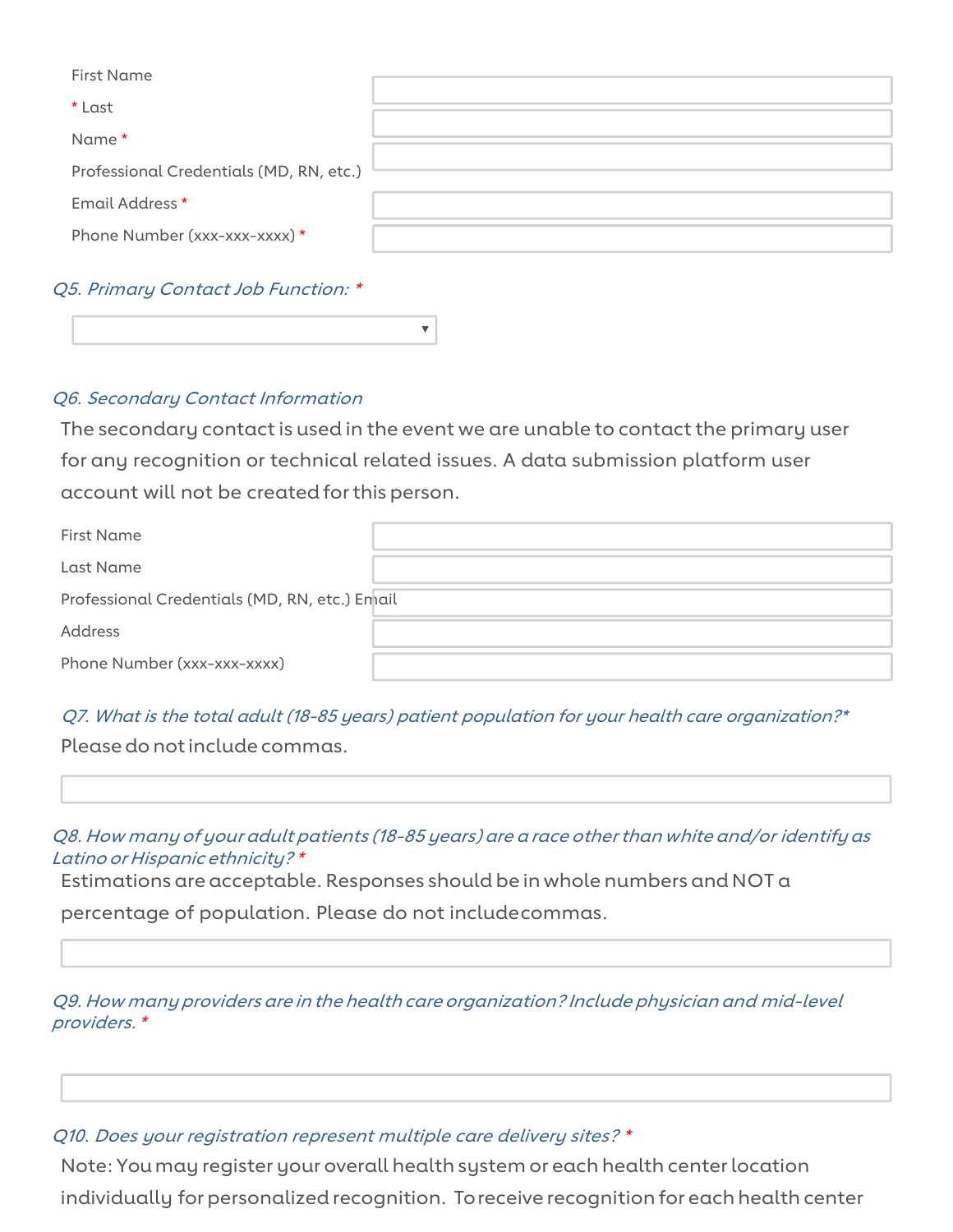First Name

* Last

Name *

Professional Credentials (MD, RN, etc.)

Email Address *

Phone Number (xxx-xxx-xxxx) *

*Q5. Primary Contact Job Function: **

*Q6. Secondary Contact Information*

The secondary contact is used in the event we are unable to contact the primary user for any recognition or technical related issues. A data submission platform user account will not be created for this person.

First Name

Last Name

Professional Credentials (MD, RN, etc.) Email

Address

Phone Number (xxx-xxx-xxxx)

*Q7. What is the total adult (18-85 years) patient population for your health care organization?**

Please do not include commas.

*Q8. How many of your adult patients (18-85 years) are a race other than white and/or identify as Latino or Hispanic ethnicity? **

Estimations are acceptable. Responses should be in whole numbers and NOT a percentage of population. Please do not include commas.

*Q9. How many providers are in the health care organization? Include physician and mid-level providers. **

*Q10. Does your registration represent multiple care delivery sites? **

Note: You may register your overall health system or each health center location individually for personalized recognition. To receive recognition for each health center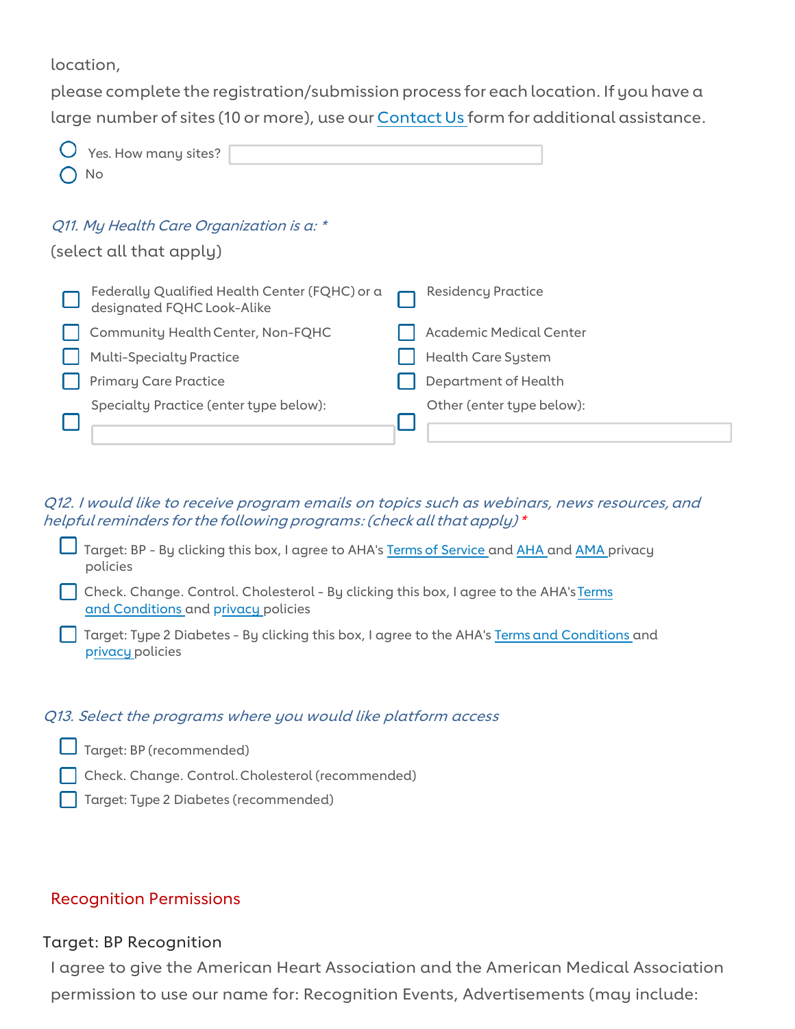location,

please complete the registration/submission process for each location. If you have a large number of sites (10 or more), use our Contact Us form for additional assistance.

- ○ Yes. How many sites? ____________
- ○ No

*Q11. My Health Care Organization is a: \**

(select all that apply)

- ☐ Federally Qualified Health Center (FQHC) or a designated FQHC Look-Alike
- ☐ Community Health Center, Non-FQHC
- ☐ Multi-Specialty Practice
- ☐ Primary Care Practice
- ☐ Specialty Practice (enter type below): ____________
- ☐ Residency Practice
- ☐ Academic Medical Center
- ☐ Health Care System
- ☐ Department of Health
- ☐ Other (enter type below): ____________

*Q12. I would like to receive program emails on topics such as webinars, news resources, and helpful reminders for the following programs: (check all that apply) \**

- ☐ Target: BP - By clicking this box, I agree to AHA's Terms of Service and AHA and AMA privacy policies
- ☐ Check. Change. Control. Cholesterol - By clicking this box, I agree to the AHA's Terms and Conditions and privacy policies
- ☐ Target: Type 2 Diabetes - By clicking this box, I agree to the AHA's Terms and Conditions and privacy policies

*Q13. Select the programs where you would like platform access*

- ☐ Target: BP (recommended)
- ☐ Check. Change. Control. Cholesterol (recommended)
- ☐ Target: Type 2 Diabetes (recommended)

## Recognition Permissions

### Target: BP Recognition

I agree to give the American Heart Association and the American Medical Association permission to use our name for: Recognition Events, Advertisements (may include: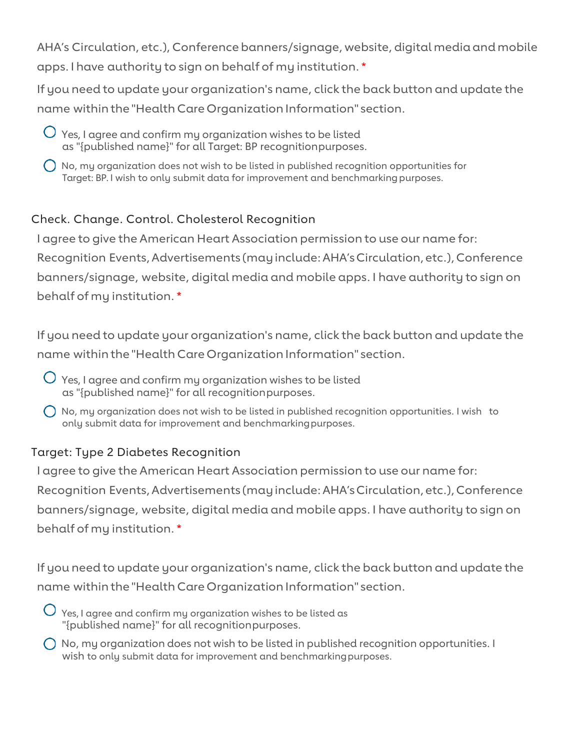AHA's Circulation, etc.), Conference banners/signage, website, digital media and mobile apps. I have authority to sign on behalf of my institution. *

If you need to update your organization's name, click the back button and update the name within the "Health Care Organization Information" section.

- ◯ Yes, I agree and confirm my organization wishes to be listed as "{published name}" for all Target: BP recognition purposes.
- ◯ No, my organization does not wish to be listed in published recognition opportunities for Target: BP. I wish to only submit data for improvement and benchmarking purposes.

### Check. Change. Control. Cholesterol Recognition

I agree to give the American Heart Association permission to use our name for: Recognition Events, Advertisements (may include: AHA's Circulation, etc.), Conference banners/signage, website, digital media and mobile apps. I have authority to sign on behalf of my institution. *

If you need to update your organization's name, click the back button and update the name within the "Health Care Organization Information" section.

- ◯ Yes, I agree and confirm my organization wishes to be listed as "{published name}" for all recognition purposes.
- ◯ No, my organization does not wish to be listed in published recognition opportunities. I wish to only submit data for improvement and benchmarking purposes.

### Target: Type 2 Diabetes Recognition

I agree to give the American Heart Association permission to use our name for: Recognition Events, Advertisements (may include: AHA's Circulation, etc.), Conference banners/signage, website, digital media and mobile apps. I have authority to sign on behalf of my institution. *

If you need to update your organization's name, click the back button and update the name within the "Health Care Organization Information" section.

- ◯ Yes, I agree and confirm my organization wishes to be listed as "{published name}" for all recognition purposes.
- ◯ No, my organization does not wish to be listed in published recognition opportunities. I wish to only submit data for improvement and benchmarking purposes.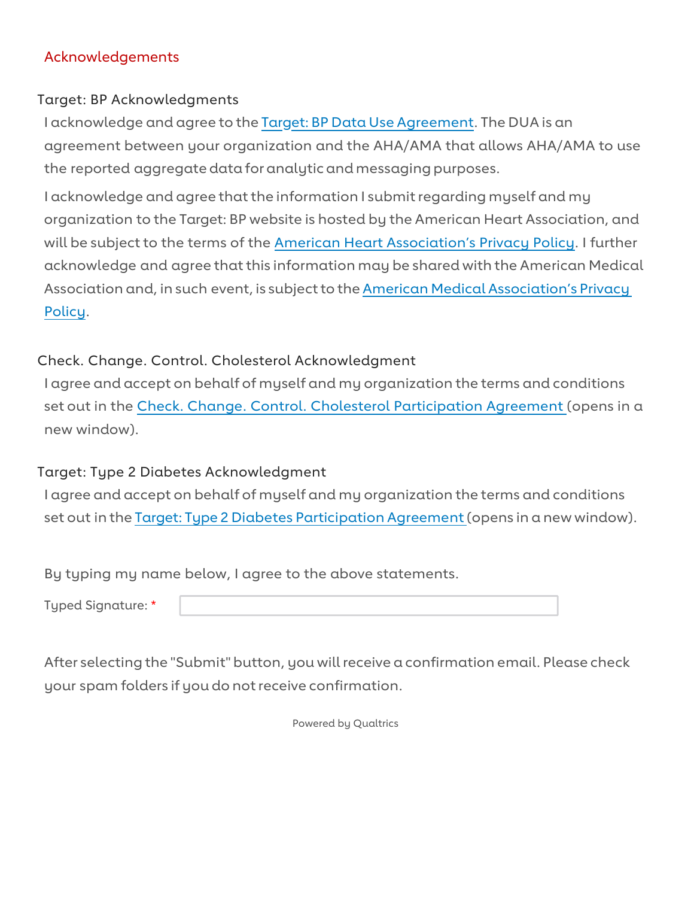## Acknowledgements

### Target: BP Acknowledgments

I acknowledge and agree to the Target: BP Data Use Agreement. The DUA is an agreement between your organization and the AHA/AMA that allows AHA/AMA to use the reported aggregate data for analytic and messaging purposes.

I acknowledge and agree that the information I submit regarding myself and my organization to the Target: BP website is hosted by the American Heart Association, and will be subject to the terms of the American Heart Association's Privacy Policy. I further acknowledge and agree that this information may be shared with the American Medical Association and, in such event, is subject to the American Medical Association's Privacy Policy.

### Check. Change. Control. Cholesterol Acknowledgment

I agree and accept on behalf of myself and my organization the terms and conditions set out in the Check. Change. Control. Cholesterol Participation Agreement (opens in a new window).

### Target: Type 2 Diabetes Acknowledgment

I agree and accept on behalf of myself and my organization the terms and conditions set out in the Target: Type 2 Diabetes Participation Agreement (opens in a new window).

By typing my name below, I agree to the above statements.

Typed Signature: * \_\_\_\_\_\_\_\_\_\_\_\_\_\_\_\_\_\_\_\_

After selecting the "Submit" button, you will receive a confirmation email. Please check your spam folders if you do not receive confirmation.

Powered by Qualtrics